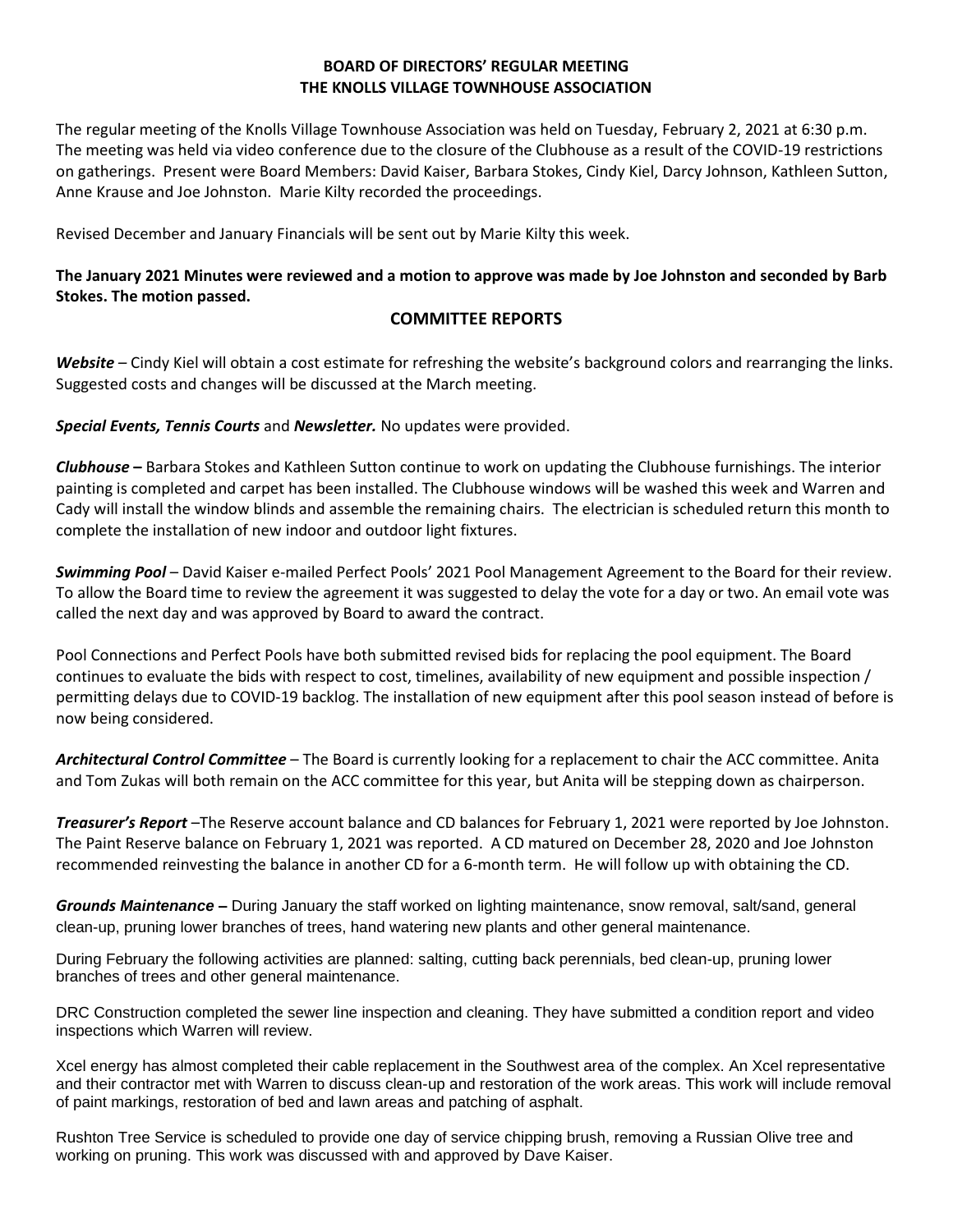**BOARD OF DIRECTORS' REGULAR MEETING**
**THE KNOLLS VILLAGE TOWNHOUSE ASSOCIATION**

The regular meeting of the Knolls Village Townhouse Association was held on Tuesday, February 2, 2021 at 6:30 p.m. The meeting was held via video conference due to the closure of the Clubhouse as a result of the COVID-19 restrictions on gatherings. Present were Board Members: David Kaiser, Barbara Stokes, Cindy Kiel, Darcy Johnson, Kathleen Sutton, Anne Krause and Joe Johnston. Marie Kilty recorded the proceedings.

Revised December and January Financials will be sent out by Marie Kilty this week.

**The January 2021 Minutes were reviewed and a motion to approve was made by Joe Johnston and seconded by Barb Stokes. The motion passed.**

## COMMITTEE REPORTS

***Website*** – Cindy Kiel will obtain a cost estimate for refreshing the website's background colors and rearranging the links. Suggested costs and changes will be discussed at the March meeting.

***Special Events, Tennis Courts*** and ***Newsletter.*** No updates were provided.

***Clubhouse –*** Barbara Stokes and Kathleen Sutton continue to work on updating the Clubhouse furnishings. The interior painting is completed and carpet has been installed. The Clubhouse windows will be washed this week and Warren and Cady will install the window blinds and assemble the remaining chairs. The electrician is scheduled return this month to complete the installation of new indoor and outdoor light fixtures.

***Swimming Pool*** – David Kaiser e-mailed Perfect Pools' 2021 Pool Management Agreement to the Board for their review. To allow the Board time to review the agreement it was suggested to delay the vote for a day or two. An email vote was called the next day and was approved by Board to award the contract.

Pool Connections and Perfect Pools have both submitted revised bids for replacing the pool equipment. The Board continues to evaluate the bids with respect to cost, timelines, availability of new equipment and possible inspection / permitting delays due to COVID-19 backlog. The installation of new equipment after this pool season instead of before is now being considered.

***Architectural Control Committee*** – The Board is currently looking for a replacement to chair the ACC committee. Anita and Tom Zukas will both remain on the ACC committee for this year, but Anita will be stepping down as chairperson.

***Treasurer's Report*** –The Reserve account balance and CD balances for February 1, 2021 were reported by Joe Johnston. The Paint Reserve balance on February 1, 2021 was reported. A CD matured on December 28, 2020 and Joe Johnston recommended reinvesting the balance in another CD for a 6-month term. He will follow up with obtaining the CD.

***Grounds Maintenance –*** During January the staff worked on lighting maintenance, snow removal, salt/sand, general clean-up, pruning lower branches of trees, hand watering new plants and other general maintenance.

During February the following activities are planned: salting, cutting back perennials, bed clean-up, pruning lower branches of trees and other general maintenance.

DRC Construction completed the sewer line inspection and cleaning. They have submitted a condition report and video inspections which Warren will review.

Xcel energy has almost completed their cable replacement in the Southwest area of the complex. An Xcel representative and their contractor met with Warren to discuss clean-up and restoration of the work areas. This work will include removal of paint markings, restoration of bed and lawn areas and patching of asphalt.

Rushton Tree Service is scheduled to provide one day of service chipping brush, removing a Russian Olive tree and working on pruning. This work was discussed with and approved by Dave Kaiser.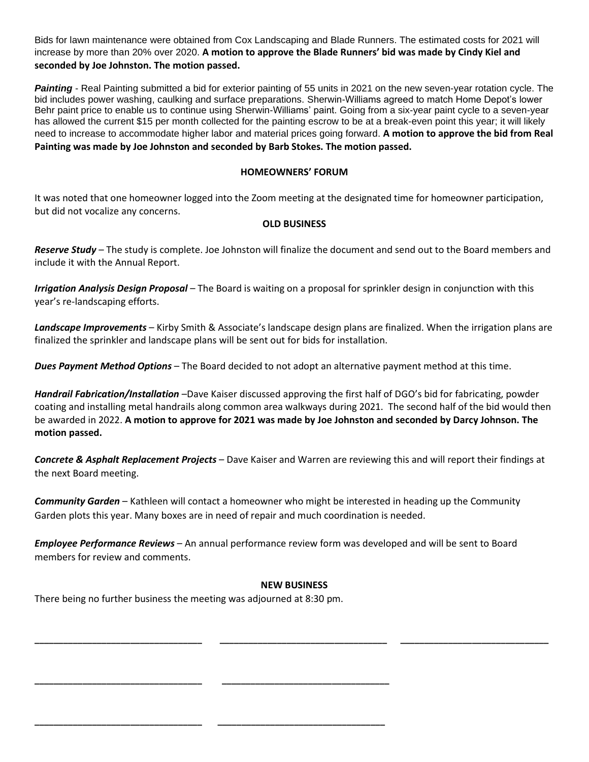Bids for lawn maintenance were obtained from Cox Landscaping and Blade Runners. The estimated costs for 2021 will increase by more than 20% over 2020. **A motion to approve the Blade Runners' bid was made by Cindy Kiel and seconded by Joe Johnston. The motion passed.**

***Painting*** - Real Painting submitted a bid for exterior painting of 55 units in 2021 on the new seven-year rotation cycle. The bid includes power washing, caulking and surface preparations. Sherwin-Williams agreed to match Home Depot's lower Behr paint price to enable us to continue using Sherwin-Williams' paint. Going from a six-year paint cycle to a seven-year has allowed the current $15 per month collected for the painting escrow to be at a break-even point this year; it will likely need to increase to accommodate higher labor and material prices going forward. **A motion to approve the bid from Real Painting was made by Joe Johnston and seconded by Barb Stokes. The motion passed.**

**HOMEOWNERS' FORUM**

It was noted that one homeowner logged into the Zoom meeting at the designated time for homeowner participation, but did not vocalize any concerns.

**OLD BUSINESS**

***Reserve Study*** – The study is complete. Joe Johnston will finalize the document and send out to the Board members and include it with the Annual Report.

***Irrigation Analysis Design Proposal*** – The Board is waiting on a proposal for sprinkler design in conjunction with this year's re-landscaping efforts.

***Landscape Improvements*** – Kirby Smith & Associate's landscape design plans are finalized. When the irrigation plans are finalized the sprinkler and landscape plans will be sent out for bids for installation.

***Dues Payment Method Options*** – The Board decided to not adopt an alternative payment method at this time.

***Handrail Fabrication/Installation*** –Dave Kaiser discussed approving the first half of DGO's bid for fabricating, powder coating and installing metal handrails along common area walkways during 2021. The second half of the bid would then be awarded in 2022. **A motion to approve for 2021 was made by Joe Johnston and seconded by Darcy Johnson. The motion passed.**

***Concrete & Asphalt Replacement Projects*** – Dave Kaiser and Warren are reviewing this and will report their findings at the next Board meeting.

***Community Garden*** – Kathleen will contact a homeowner who might be interested in heading up the Community Garden plots this year. Many boxes are in need of repair and much coordination is needed.

***Employee Performance Reviews*** – An annual performance review form was developed and will be sent to Board members for review and comments.

**NEW BUSINESS**

There being no further business the meeting was adjourned at 8:30 pm.

\_\_\_\_\_\_\_\_\_\_\_\_\_\_\_\_\_\_\_\_\_\_\_\_\_\_\_\_\_\_ \_\_\_\_\_\_\_\_\_\_\_\_\_\_\_\_\_\_\_\_\_\_\_\_\_\_\_\_\_\_ \_\_\_\_\_\_\_\_\_\_\_\_\_\_\_\_\_\_\_\_\_\_\_\_\_\_\_\_\_\_

\_\_\_\_\_\_\_\_\_\_\_\_\_\_\_\_\_\_\_\_\_\_\_\_\_\_\_\_\_\_ \_\_\_\_\_\_\_\_\_\_\_\_\_\_\_\_\_\_\_\_\_\_\_\_\_\_\_\_\_\_

\_\_\_\_\_\_\_\_\_\_\_\_\_\_\_\_\_\_\_\_\_\_\_\_\_\_\_\_\_\_ \_\_\_\_\_\_\_\_\_\_\_\_\_\_\_\_\_\_\_\_\_\_\_\_\_\_\_\_\_\_